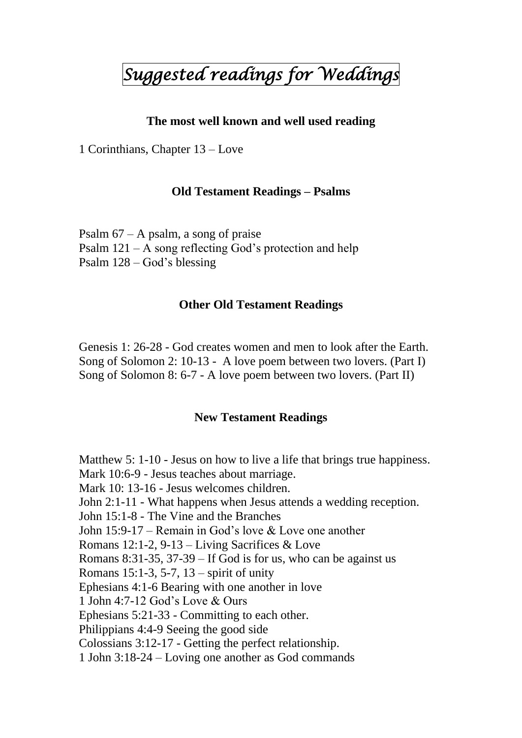# *Suggested readings for Weddings*

**The most well known and well used reading**

1 Corinthians, Chapter 13 – Love

**Old Testament Readings – Psalms**

Psalm 67 – A psalm, a song of praise
Psalm 121 – A song reflecting God's protection and help
Psalm 128 – God's blessing

**Other Old Testament Readings**

Genesis 1: 26-28 - God creates women and men to look after the Earth.
Song of Solomon 2: 10-13 - A love poem between two lovers. (Part I)
Song of Solomon 8: 6-7 - A love poem between two lovers. (Part II)

**New Testament Readings**

Matthew 5: 1-10 - Jesus on how to live a life that brings true happiness.
Mark 10:6-9 - Jesus teaches about marriage.
Mark 10: 13-16 - Jesus welcomes children.
John 2:1-11 - What happens when Jesus attends a wedding reception.
John 15:1-8 - The Vine and the Branches
John 15:9-17 – Remain in God's love & Love one another
Romans 12:1-2, 9-13 – Living Sacrifices & Love
Romans 8:31-35, 37-39 – If God is for us, who can be against us
Romans 15:1-3, 5-7, 13 – spirit of unity
Ephesians 4:1-6 Bearing with one another in love
1 John 4:7-12 God's Love & Ours
Ephesians 5:21-33 - Committing to each other.
Philippians 4:4-9 Seeing the good side
Colossians 3:12-17 - Getting the perfect relationship.
1 John 3:18-24 – Loving one another as God commands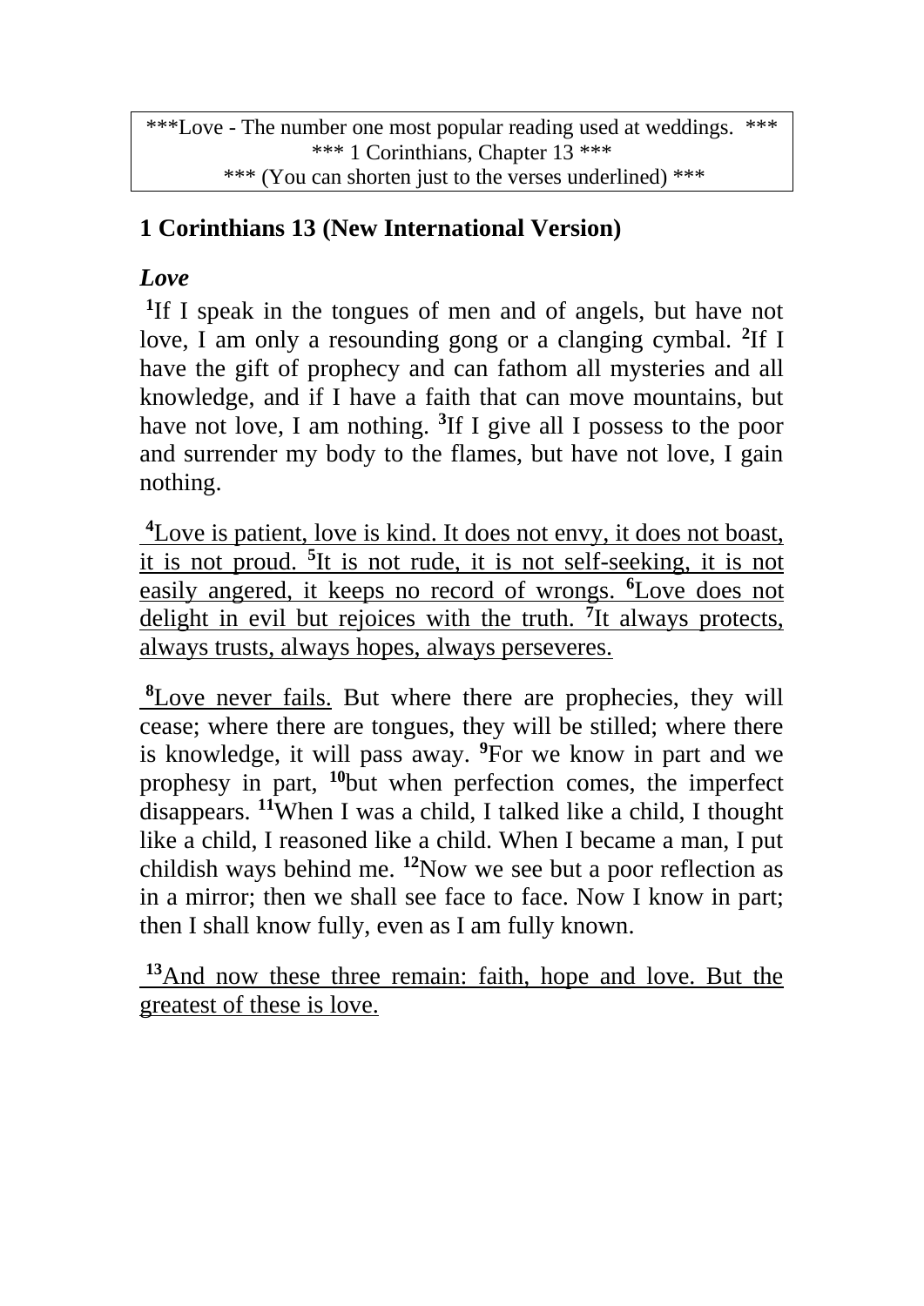***Love - The number one most popular reading used at weddings. ***
*** 1 Corinthians, Chapter 13 ***
*** (You can shorten just to the verses underlined) ***

## 1 Corinthians 13 (New International Version)

### *Love*

**1**If I speak in the tongues of men and of angels, but have not love, I am only a resounding gong or a clanging cymbal. **2**If I have the gift of prophecy and can fathom all mysteries and all knowledge, and if I have a faith that can move mountains, but have not love, I am nothing. **3**If I give all I possess to the poor and surrender my body to the flames, but have not love, I gain nothing.

<u>**4**Love is patient, love is kind. It does not envy, it does not boast, it is not proud. **5**It is not rude, it is not self-seeking, it is not easily angered, it keeps no record of wrongs. **6**Love does not delight in evil but rejoices with the truth. **7**It always protects, always trusts, always hopes, always perseveres.</u>

<u>**8**Love never fails.</u> But where there are prophecies, they will cease; where there are tongues, they will be stilled; where there is knowledge, it will pass away. **9**For we know in part and we prophesy in part, **10**but when perfection comes, the imperfect disappears. **11**When I was a child, I talked like a child, I thought like a child, I reasoned like a child. When I became a man, I put childish ways behind me. **12**Now we see but a poor reflection as in a mirror; then we shall see face to face. Now I know in part; then I shall know fully, even as I am fully known.

<u>**13**And now these three remain: faith, hope and love. But the greatest of these is love.</u>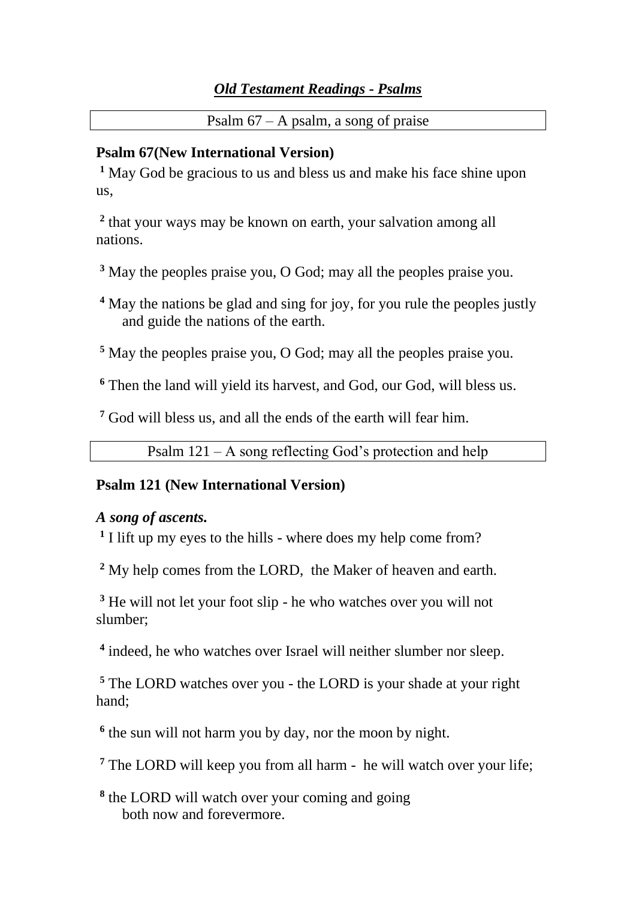## ***Old Testament Readings - Psalms***

Psalm 67 – A psalm, a song of praise

**Psalm 67(New International Version)**

**1** May God be gracious to us and bless us and make his face shine upon us,

**2** that your ways may be known on earth, your salvation among all nations.

**3** May the peoples praise you, O God; may all the peoples praise you.

**4** May the nations be glad and sing for joy, for you rule the peoples justly and guide the nations of the earth.

**5** May the peoples praise you, O God; may all the peoples praise you.

**6** Then the land will yield its harvest, and God, our God, will bless us.

**7** God will bless us, and all the ends of the earth will fear him.

Psalm 121 – A song reflecting God's protection and help

**Psalm 121 (New International Version)**

***A song of ascents.***

**1** I lift up my eyes to the hills - where does my help come from?

**2** My help comes from the LORD, the Maker of heaven and earth.

**3** He will not let your foot slip - he who watches over you will not slumber;

**4** indeed, he who watches over Israel will neither slumber nor sleep.

**5** The LORD watches over you - the LORD is your shade at your right hand;

**6** the sun will not harm you by day, nor the moon by night.

**7** The LORD will keep you from all harm - he will watch over your life;

**8** the LORD will watch over your coming and going
both now and forevermore.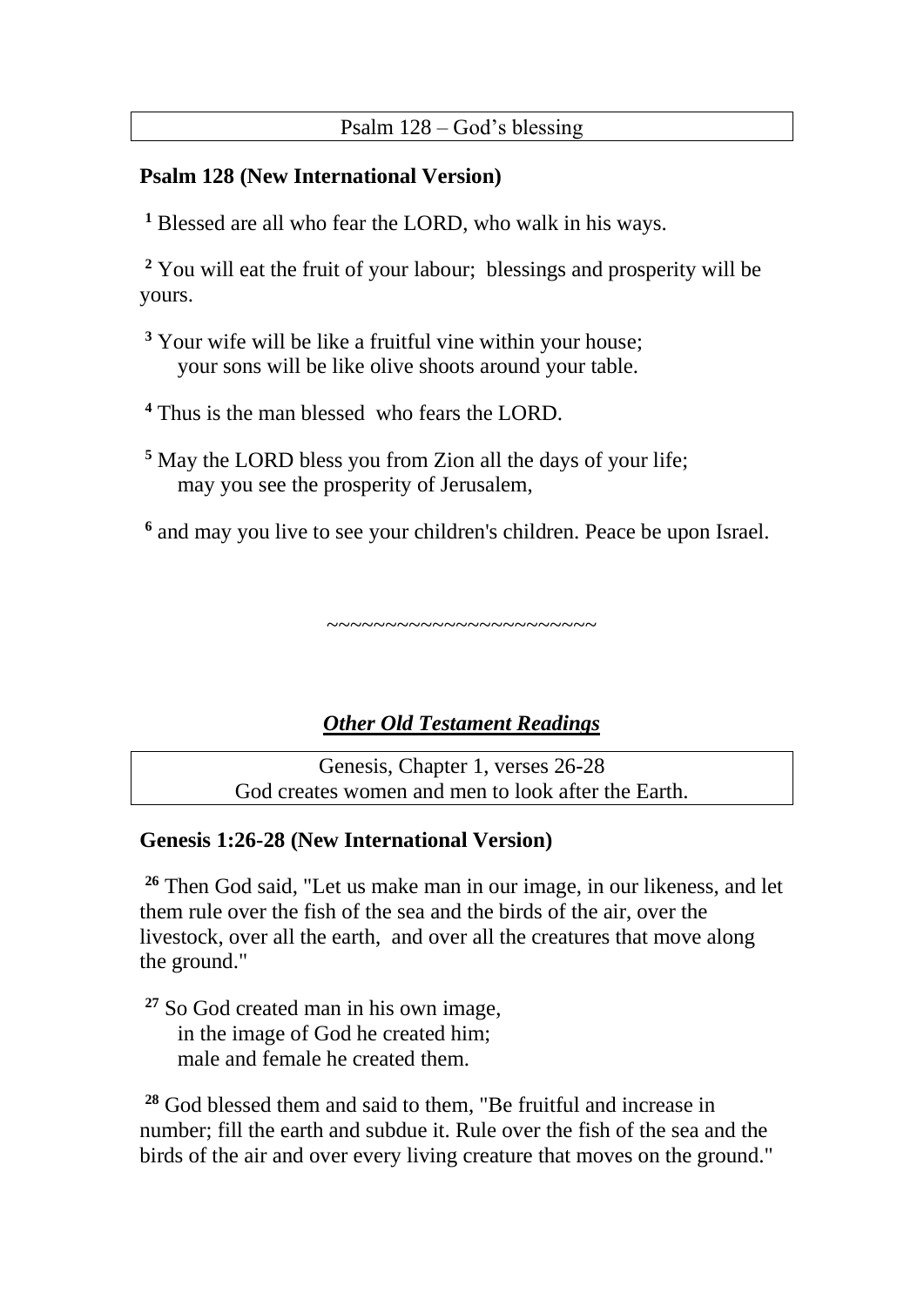Psalm 128 – God's blessing

**Psalm 128 (New International Version)**

[1] Blessed are all who fear the LORD, who walk in his ways.

[2] You will eat the fruit of your labour; blessings and prosperity will be yours.

[3] Your wife will be like a fruitful vine within your house;
your sons will be like olive shoots around your table.

[4] Thus is the man blessed who fears the LORD.

[5] May the LORD bless you from Zion all the days of your life;
may you see the prosperity of Jerusalem,

[6] and may you live to see your children's children. Peace be upon Israel.

~~~~~~~~~~~~~~~~~~~~~~~~

## ***Other Old Testament Readings***

Genesis, Chapter 1, verses 26-28
God creates women and men to look after the Earth.

**Genesis 1:26-28 (New International Version)**

[26] Then God said, "Let us make man in our image, in our likeness, and let them rule over the fish of the sea and the birds of the air, over the livestock, over all the earth, and over all the creatures that move along the ground."

[27] So God created man in his own image,
in the image of God he created him;
male and female he created them.

[28] God blessed them and said to them, "Be fruitful and increase in number; fill the earth and subdue it. Rule over the fish of the sea and the birds of the air and over every living creature that moves on the ground."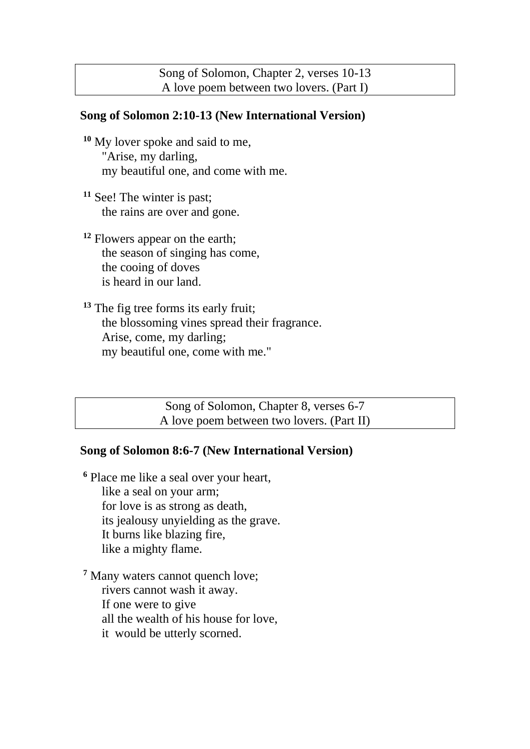Song of Solomon, Chapter 2, verses 10-13
A love poem between two lovers. (Part I)

**Song of Solomon 2:10-13 (New International Version)**

**10** My lover spoke and said to me,
"Arise, my darling,
my beautiful one, and come with me.

**11** See! The winter is past;
the rains are over and gone.

**12** Flowers appear on the earth;
the season of singing has come,
the cooing of doves
is heard in our land.

**13** The fig tree forms its early fruit;
the blossoming vines spread their fragrance.
Arise, come, my darling;
my beautiful one, come with me."

Song of Solomon, Chapter 8, verses 6-7
A love poem between two lovers. (Part II)

**Song of Solomon 8:6-7 (New International Version)**

**6** Place me like a seal over your heart,
like a seal on your arm;
for love is as strong as death,
its jealousy unyielding as the grave.
It burns like blazing fire,
like a mighty flame.

**7** Many waters cannot quench love;
rivers cannot wash it away.
If one were to give
all the wealth of his house for love,
it would be utterly scorned.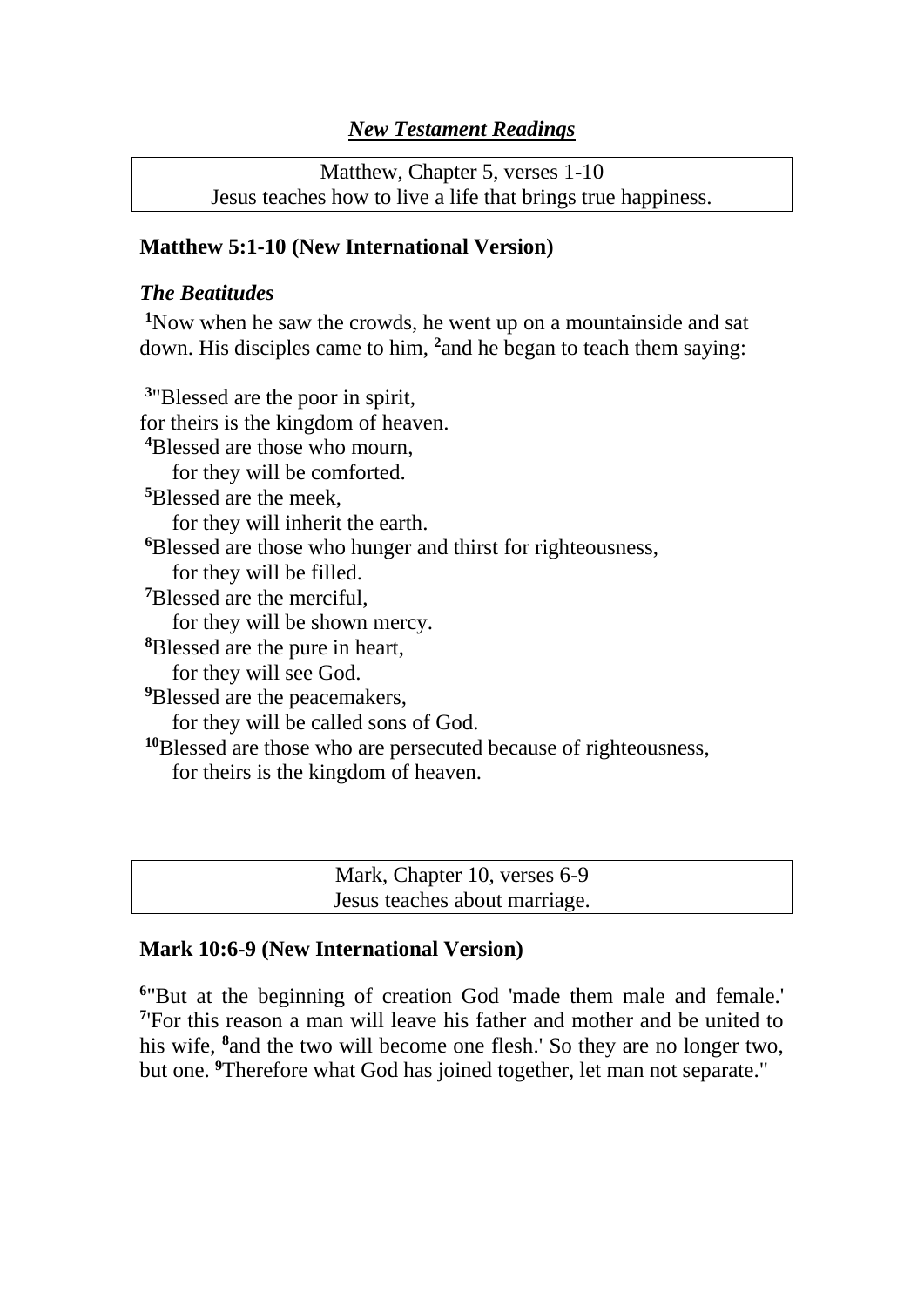***New Testament Readings***

Matthew, Chapter 5, verses 1-10
Jesus teaches how to live a life that brings true happiness.

**Matthew 5:1-10 (New International Version)**

***The Beatitudes***

**1**Now when he saw the crowds, he went up on a mountainside and sat down. His disciples came to him, **2**and he began to teach them saying:

**3**"Blessed are the poor in spirit,
for theirs is the kingdom of heaven.
**4**Blessed are those who mourn,
for they will be comforted.
**5**Blessed are the meek,
for they will inherit the earth.
**6**Blessed are those who hunger and thirst for righteousness,
for they will be filled.
**7**Blessed are the merciful,
for they will be shown mercy.
**8**Blessed are the pure in heart,
for they will see God.
**9**Blessed are the peacemakers,
for they will be called sons of God.
**10**Blessed are those who are persecuted because of righteousness,
for theirs is the kingdom of heaven.

Mark, Chapter 10, verses 6-9
Jesus teaches about marriage.

**Mark 10:6-9 (New International Version)**

**6**"But at the beginning of creation God 'made them male and female.' **7**'For this reason a man will leave his father and mother and be united to his wife, **8**and the two will become one flesh.' So they are no longer two, but one. **9**Therefore what God has joined together, let man not separate."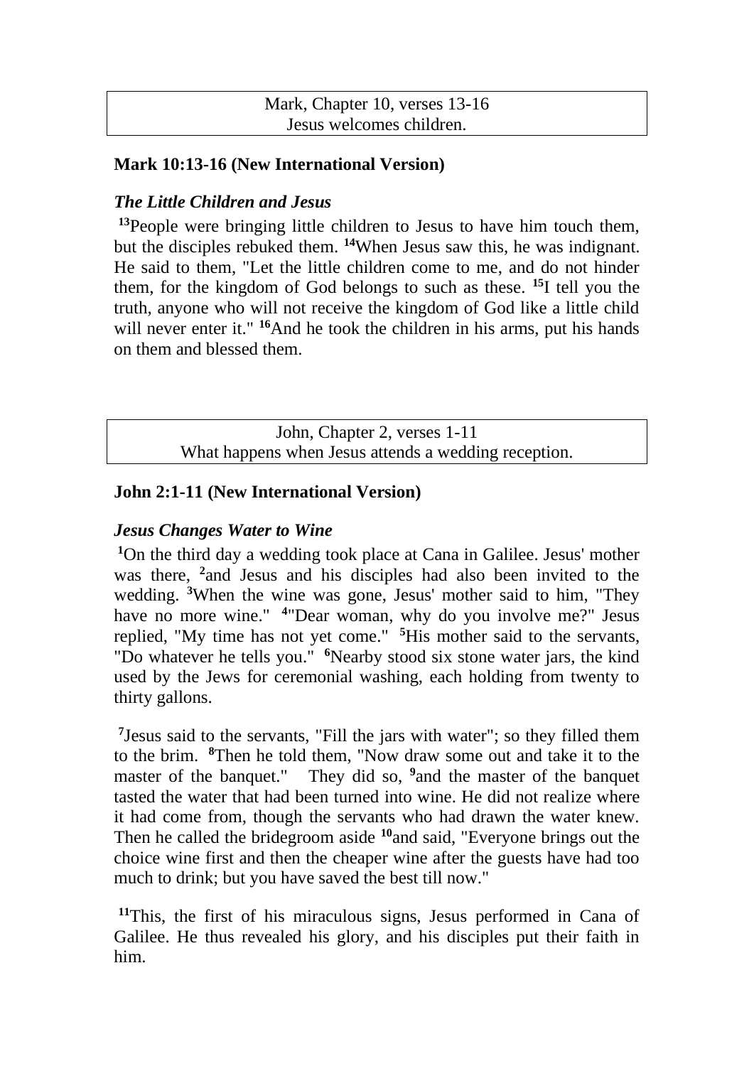| Mark, Chapter 10, verses 13-16 |
| --- |
| Jesus welcomes children. |

**Mark 10:13-16 (New International Version)**

***The Little Children and Jesus***

[13]People were bringing little children to Jesus to have him touch them, but the disciples rebuked them. [14]When Jesus saw this, he was indignant. He said to them, "Let the little children come to me, and do not hinder them, for the kingdom of God belongs to such as these. [15]I tell you the truth, anyone who will not receive the kingdom of God like a little child will never enter it." [16]And he took the children in his arms, put his hands on them and blessed them.

| John, Chapter 2, verses 1-11 |
| --- |
| What happens when Jesus attends a wedding reception. |

**John 2:1-11 (New International Version)**

***Jesus Changes Water to Wine***

[1]On the third day a wedding took place at Cana in Galilee. Jesus' mother was there, [2]and Jesus and his disciples had also been invited to the wedding. [3]When the wine was gone, Jesus' mother said to him, "They have no more wine." [4]"Dear woman, why do you involve me?" Jesus replied, "My time has not yet come." [5]His mother said to the servants, "Do whatever he tells you." [6]Nearby stood six stone water jars, the kind used by the Jews for ceremonial washing, each holding from twenty to thirty gallons.

[7]Jesus said to the servants, "Fill the jars with water"; so they filled them to the brim. [8]Then he told them, "Now draw some out and take it to the master of the banquet." They did so, [9]and the master of the banquet tasted the water that had been turned into wine. He did not realize where it had come from, though the servants who had drawn the water knew. Then he called the bridegroom aside [10]and said, "Everyone brings out the choice wine first and then the cheaper wine after the guests have had too much to drink; but you have saved the best till now."

[11]This, the first of his miraculous signs, Jesus performed in Cana of Galilee. He thus revealed his glory, and his disciples put their faith in him.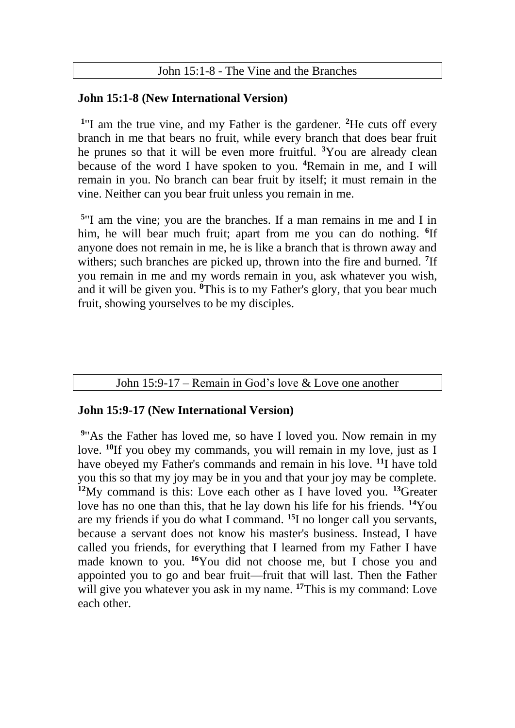## John 15:1-8 - The Vine and the Branches

**John 15:1-8 (New International Version)**

[1]"I am the true vine, and my Father is the gardener. [2]He cuts off every branch in me that bears no fruit, while every branch that does bear fruit he prunes so that it will be even more fruitful. [3]You are already clean because of the word I have spoken to you. [4]Remain in me, and I will remain in you. No branch can bear fruit by itself; it must remain in the vine. Neither can you bear fruit unless you remain in me.

[5]"I am the vine; you are the branches. If a man remains in me and I in him, he will bear much fruit; apart from me you can do nothing. [6]If anyone does not remain in me, he is like a branch that is thrown away and withers; such branches are picked up, thrown into the fire and burned. [7]If you remain in me and my words remain in you, ask whatever you wish, and it will be given you. [8]This is to my Father's glory, that you bear much fruit, showing yourselves to be my disciples.

## John 15:9-17 – Remain in God's love & Love one another

**John 15:9-17 (New International Version)**

[9]"As the Father has loved me, so have I loved you. Now remain in my love. [10]If you obey my commands, you will remain in my love, just as I have obeyed my Father's commands and remain in his love. [11]I have told you this so that my joy may be in you and that your joy may be complete. [12]My command is this: Love each other as I have loved you. [13]Greater love has no one than this, that he lay down his life for his friends. [14]You are my friends if you do what I command. [15]I no longer call you servants, because a servant does not know his master's business. Instead, I have called you friends, for everything that I learned from my Father I have made known to you. [16]You did not choose me, but I chose you and appointed you to go and bear fruit—fruit that will last. Then the Father will give you whatever you ask in my name. [17]This is my command: Love each other.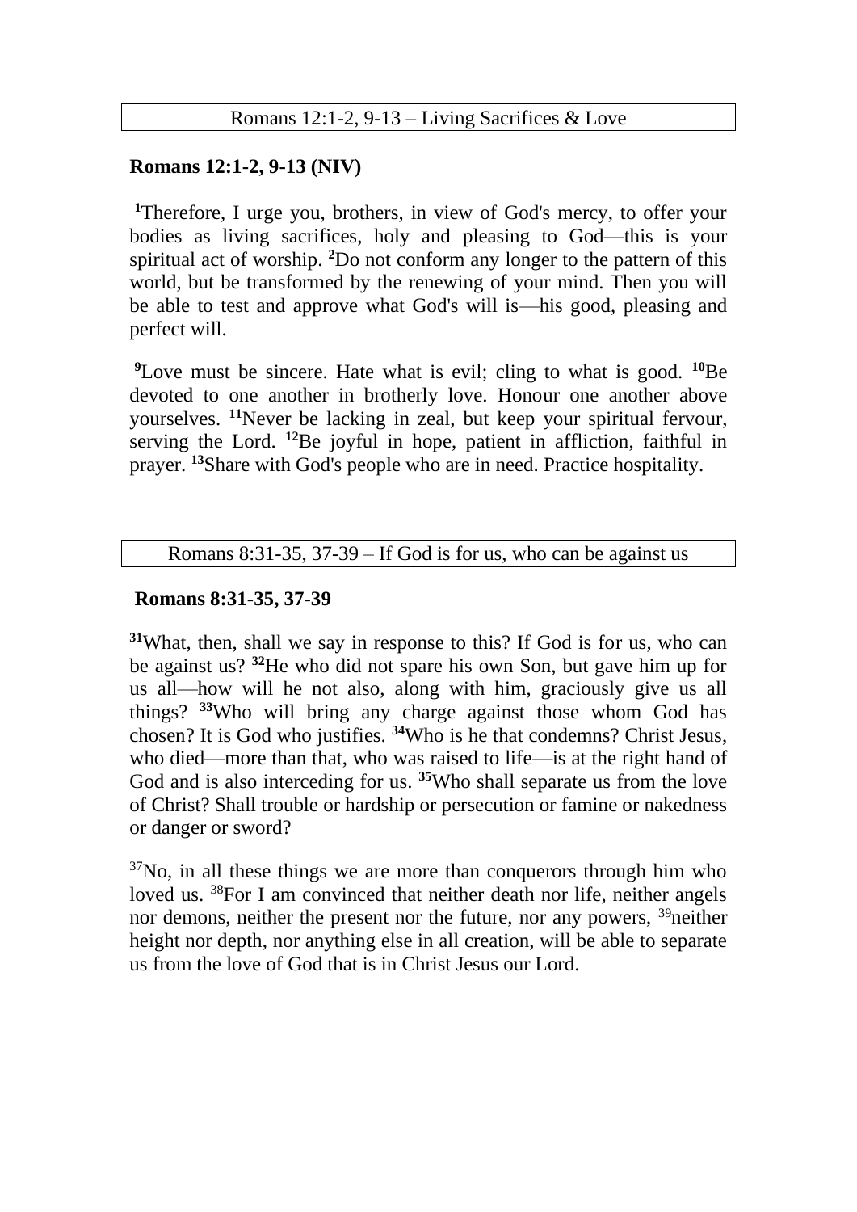Romans 12:1-2, 9-13 – Living Sacrifices & Love

**Romans 12:1-2, 9-13 (NIV)**

**[1]**Therefore, I urge you, brothers, in view of God's mercy, to offer your bodies as living sacrifices, holy and pleasing to God—this is your spiritual act of worship. **[2]**Do not conform any longer to the pattern of this world, but be transformed by the renewing of your mind. Then you will be able to test and approve what God's will is—his good, pleasing and perfect will.

**[9]**Love must be sincere. Hate what is evil; cling to what is good. **[10]**Be devoted to one another in brotherly love. Honour one another above yourselves. **[11]**Never be lacking in zeal, but keep your spiritual fervour, serving the Lord. **[12]**Be joyful in hope, patient in affliction, faithful in prayer. **[13]**Share with God's people who are in need. Practice hospitality.

Romans 8:31-35, 37-39 – If God is for us, who can be against us

**Romans 8:31-35, 37-39**

**[31]**What, then, shall we say in response to this? If God is for us, who can be against us? **[32]**He who did not spare his own Son, but gave him up for us all—how will he not also, along with him, graciously give us all things? **[33]**Who will bring any charge against those whom God has chosen? It is God who justifies. **[34]**Who is he that condemns? Christ Jesus, who died—more than that, who was raised to life—is at the right hand of God and is also interceding for us. **[35]**Who shall separate us from the love of Christ? Shall trouble or hardship or persecution or famine or nakedness or danger or sword?

[37]No, in all these things we are more than conquerors through him who loved us. [38]For I am convinced that neither death nor life, neither angels nor demons, neither the present nor the future, nor any powers, [39]neither height nor depth, nor anything else in all creation, will be able to separate us from the love of God that is in Christ Jesus our Lord.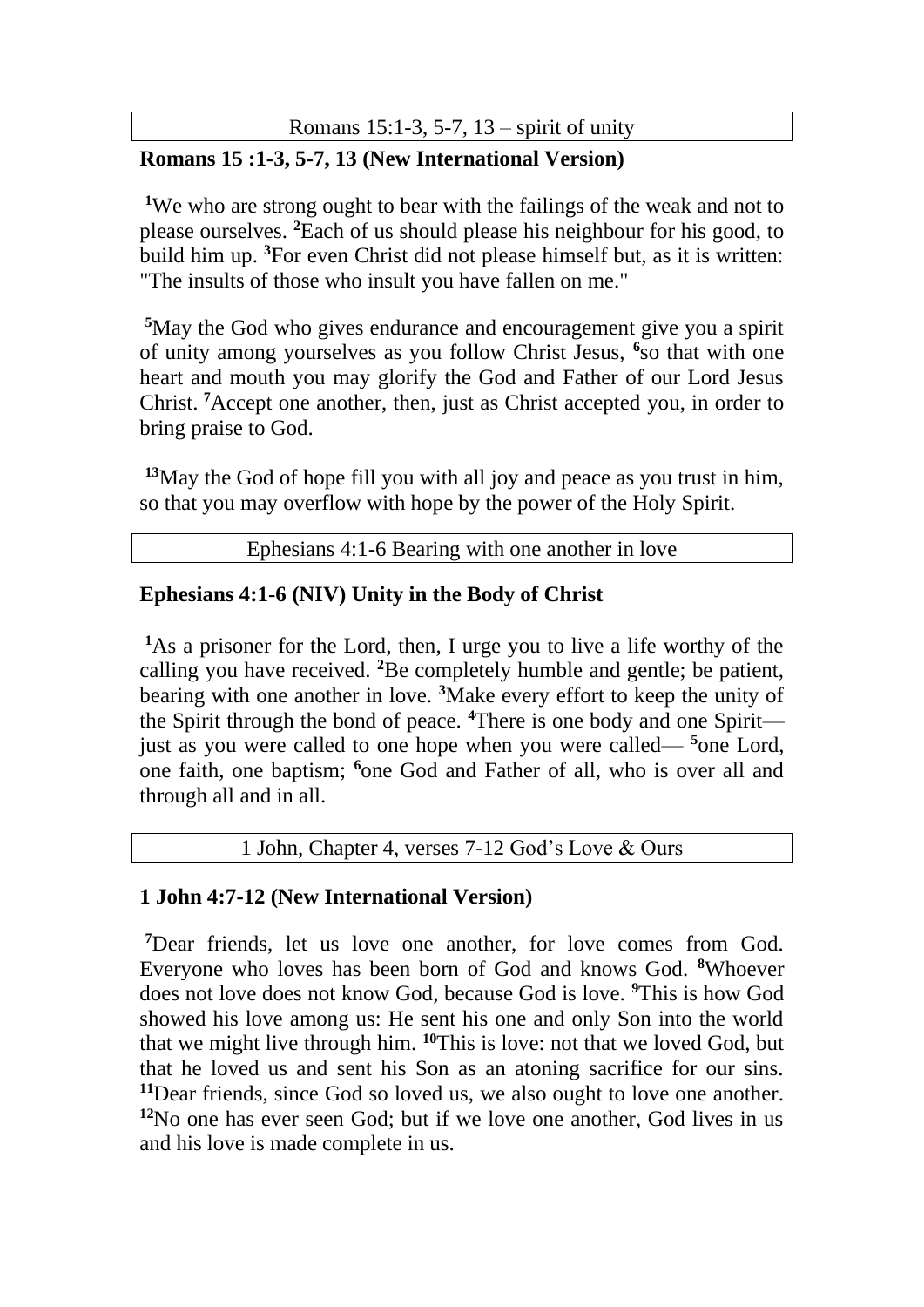Romans 15:1-3, 5-7, 13 – spirit of unity

**Romans 15 :1-3, 5-7, 13 (New International Version)**

[1]We who are strong ought to bear with the failings of the weak and not to please ourselves. [2]Each of us should please his neighbour for his good, to build him up. [3]For even Christ did not please himself but, as it is written: "The insults of those who insult you have fallen on me."

[5]May the God who gives endurance and encouragement give you a spirit of unity among yourselves as you follow Christ Jesus, [6]so that with one heart and mouth you may glorify the God and Father of our Lord Jesus Christ. [7]Accept one another, then, just as Christ accepted you, in order to bring praise to God.

[13]May the God of hope fill you with all joy and peace as you trust in him, so that you may overflow with hope by the power of the Holy Spirit.

Ephesians 4:1-6 Bearing with one another in love

**Ephesians 4:1-6 (NIV) Unity in the Body of Christ**

[1]As a prisoner for the Lord, then, I urge you to live a life worthy of the calling you have received. [2]Be completely humble and gentle; be patient, bearing with one another in love. [3]Make every effort to keep the unity of the Spirit through the bond of peace. [4]There is one body and one Spirit— just as you were called to one hope when you were called— [5]one Lord, one faith, one baptism; [6]one God and Father of all, who is over all and through all and in all.

1 John, Chapter 4, verses 7-12 God's Love & Ours

**1 John 4:7-12 (New International Version)**

[7]Dear friends, let us love one another, for love comes from God. Everyone who loves has been born of God and knows God. [8]Whoever does not love does not know God, because God is love. [9]This is how God showed his love among us: He sent his one and only Son into the world that we might live through him. [10]This is love: not that we loved God, but that he loved us and sent his Son as an atoning sacrifice for our sins. [11]Dear friends, since God so loved us, we also ought to love one another. [12]No one has ever seen God; but if we love one another, God lives in us and his love is made complete in us.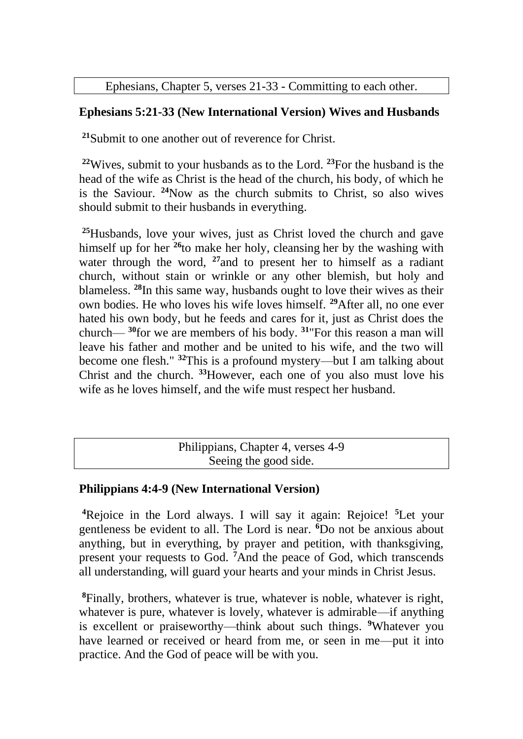Ephesians, Chapter 5, verses 21-33 - Committing to each other.

**Ephesians 5:21-33 (New International Version) Wives and Husbands**

[21]Submit to one another out of reverence for Christ.

[22]Wives, submit to your husbands as to the Lord. [23]For the husband is the head of the wife as Christ is the head of the church, his body, of which he is the Saviour. [24]Now as the church submits to Christ, so also wives should submit to their husbands in everything.

[25]Husbands, love your wives, just as Christ loved the church and gave himself up for her [26]to make her holy, cleansing her by the washing with water through the word, [27]and to present her to himself as a radiant church, without stain or wrinkle or any other blemish, but holy and blameless. [28]In this same way, husbands ought to love their wives as their own bodies. He who loves his wife loves himself. [29]After all, no one ever hated his own body, but he feeds and cares for it, just as Christ does the church— [30]for we are members of his body. [31]"For this reason a man will leave his father and mother and be united to his wife, and the two will become one flesh." [32]This is a profound mystery—but I am talking about Christ and the church. [33]However, each one of you also must love his wife as he loves himself, and the wife must respect her husband.

Philippians, Chapter 4, verses 4-9
Seeing the good side.

**Philippians 4:4-9 (New International Version)**

[4]Rejoice in the Lord always. I will say it again: Rejoice! [5]Let your gentleness be evident to all. The Lord is near. [6]Do not be anxious about anything, but in everything, by prayer and petition, with thanksgiving, present your requests to God. [7]And the peace of God, which transcends all understanding, will guard your hearts and your minds in Christ Jesus.

[8]Finally, brothers, whatever is true, whatever is noble, whatever is right, whatever is pure, whatever is lovely, whatever is admirable—if anything is excellent or praiseworthy—think about such things. [9]Whatever you have learned or received or heard from me, or seen in me—put it into practice. And the God of peace will be with you.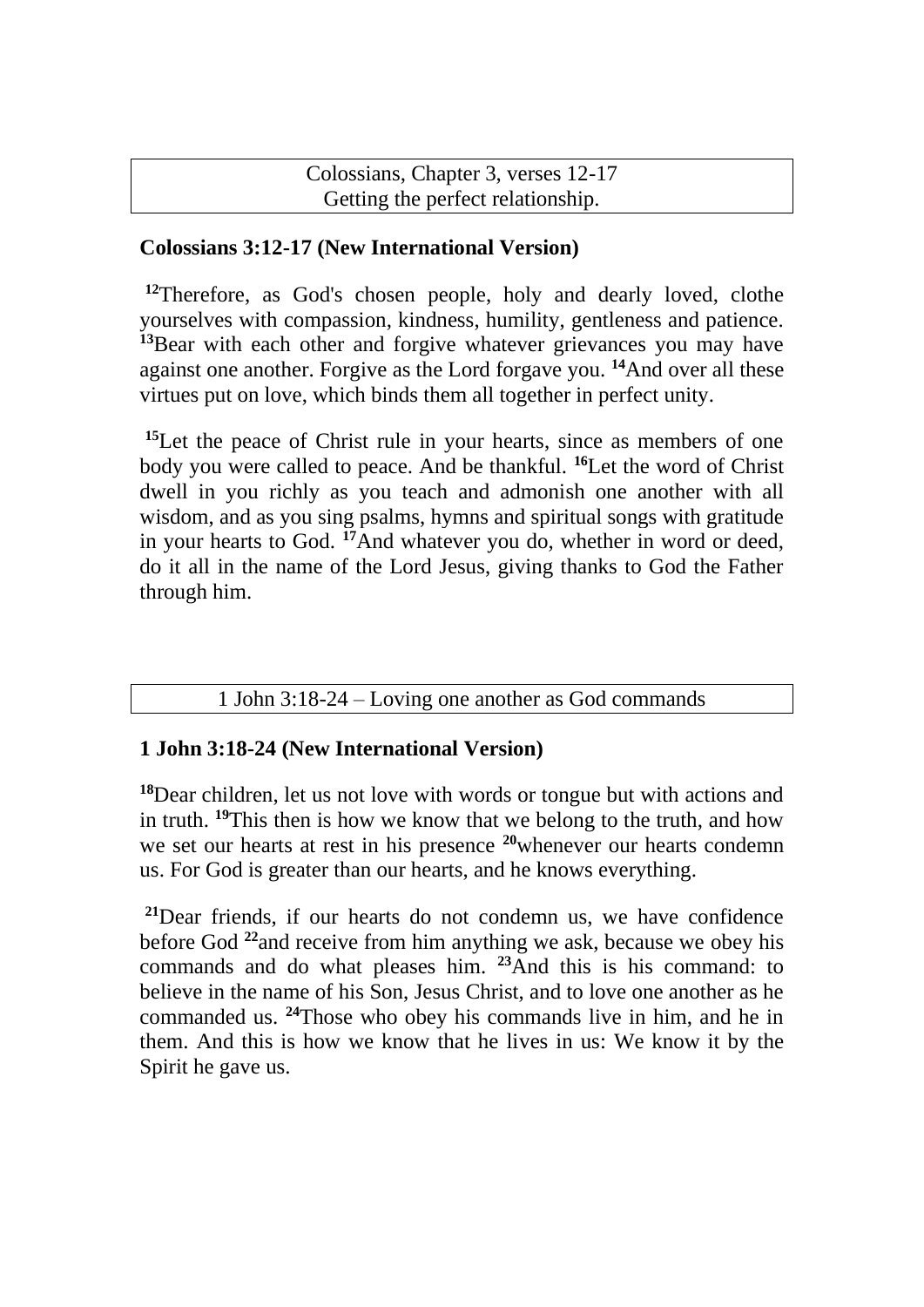Colossians, Chapter 3, verses 12-17
Getting the perfect relationship.

**Colossians 3:12-17 (New International Version)**

**12**Therefore, as God's chosen people, holy and dearly loved, clothe yourselves with compassion, kindness, humility, gentleness and patience. **13**Bear with each other and forgive whatever grievances you may have against one another. Forgive as the Lord forgave you. **14**And over all these virtues put on love, which binds them all together in perfect unity.

**15**Let the peace of Christ rule in your hearts, since as members of one body you were called to peace. And be thankful. **16**Let the word of Christ dwell in you richly as you teach and admonish one another with all wisdom, and as you sing psalms, hymns and spiritual songs with gratitude in your hearts to God. **17**And whatever you do, whether in word or deed, do it all in the name of the Lord Jesus, giving thanks to God the Father through him.

1 John 3:18-24 – Loving one another as God commands

**1 John 3:18-24 (New International Version)**

**18**Dear children, let us not love with words or tongue but with actions and in truth. **19**This then is how we know that we belong to the truth, and how we set our hearts at rest in his presence **20**whenever our hearts condemn us. For God is greater than our hearts, and he knows everything.

**21**Dear friends, if our hearts do not condemn us, we have confidence before God **22**and receive from him anything we ask, because we obey his commands and do what pleases him. **23**And this is his command: to believe in the name of his Son, Jesus Christ, and to love one another as he commanded us. **24**Those who obey his commands live in him, and he in them. And this is how we know that he lives in us: We know it by the Spirit he gave us.